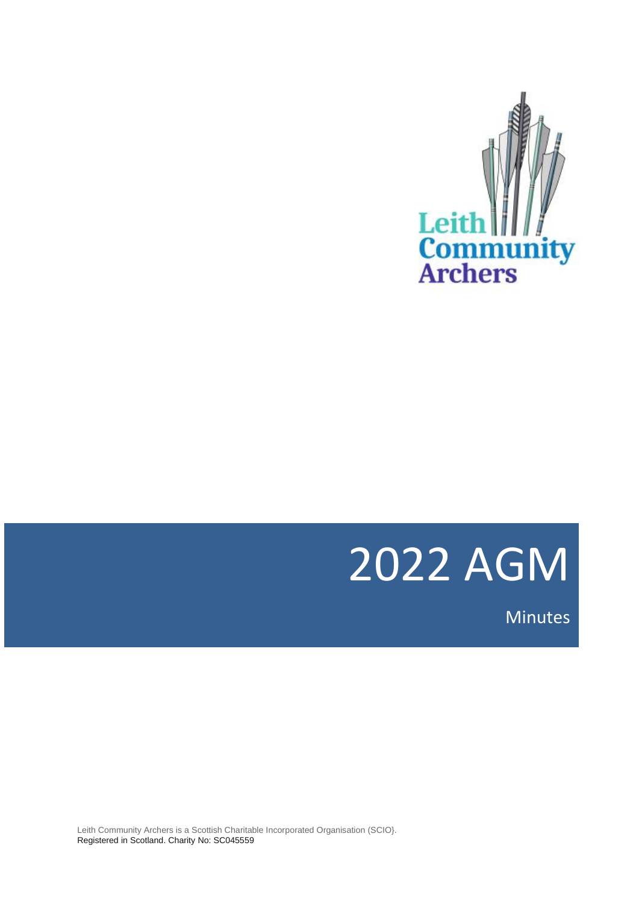Leith Community Archers

# 2022 AGM

Minutes

Leith Community Archers is a Scottish Charitable Incorporated Organisation (SCIO}.
Registered in Scotland. Charity No: SC045559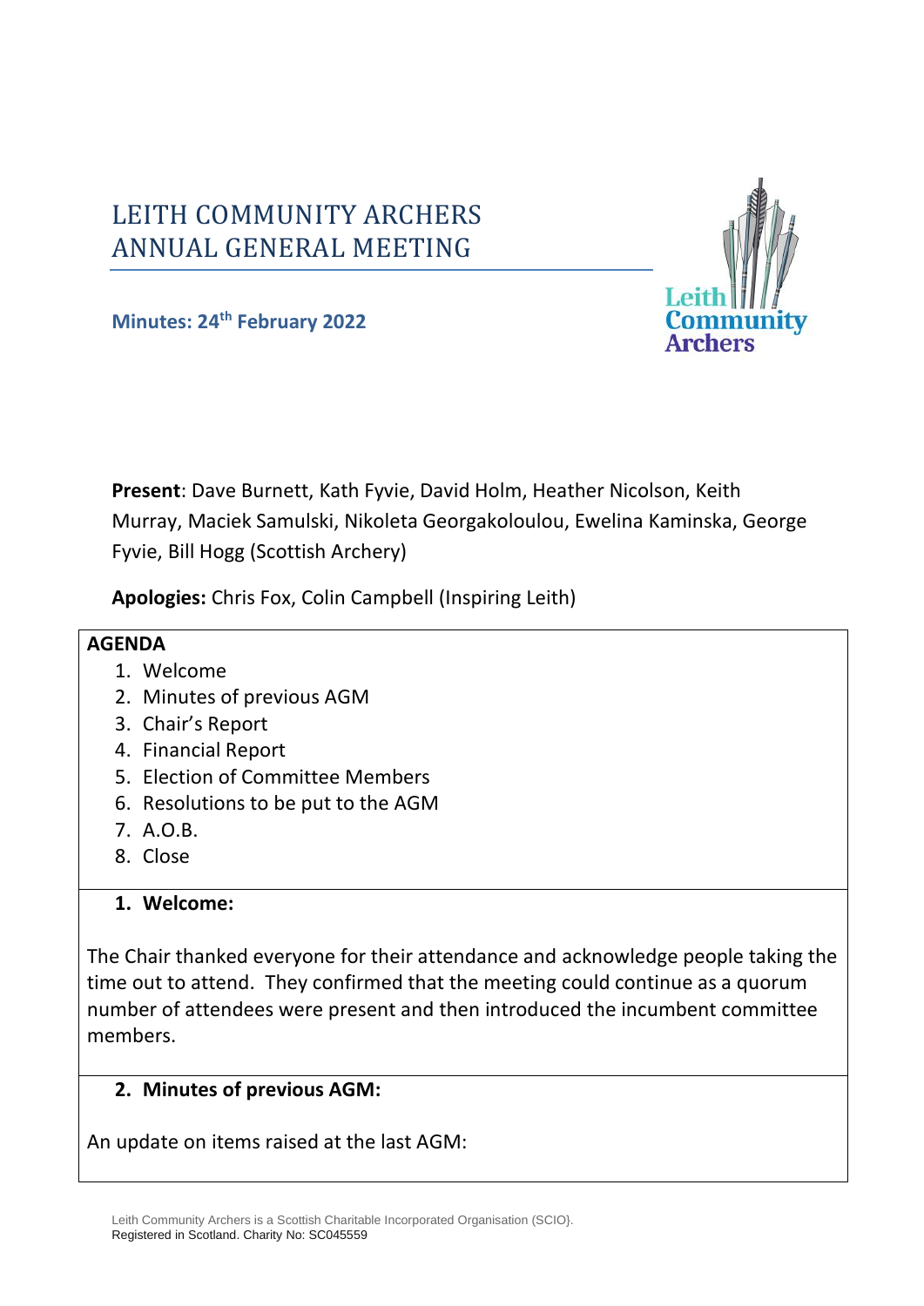# LEITH COMMUNITY ARCHERS ANNUAL GENERAL MEETING

**Minutes: 24th February 2022**

**Present**: Dave Burnett, Kath Fyvie, David Holm, Heather Nicolson, Keith Murray, Maciek Samulski, Nikoleta Georgakoloulou, Ewelina Kaminska, George Fyvie, Bill Hogg (Scottish Archery)

**Apologies:** Chris Fox, Colin Campbell (Inspiring Leith)

**AGENDA**

1. Welcome
2. Minutes of previous AGM
3. Chair's Report
4. Financial Report
5. Election of Committee Members
6. Resolutions to be put to the AGM
7. A.O.B.
8. Close

## 1. Welcome:

The Chair thanked everyone for their attendance and acknowledge people taking the time out to attend. They confirmed that the meeting could continue as a quorum number of attendees were present and then introduced the incumbent committee members.

## 2. Minutes of previous AGM:

An update on items raised at the last AGM: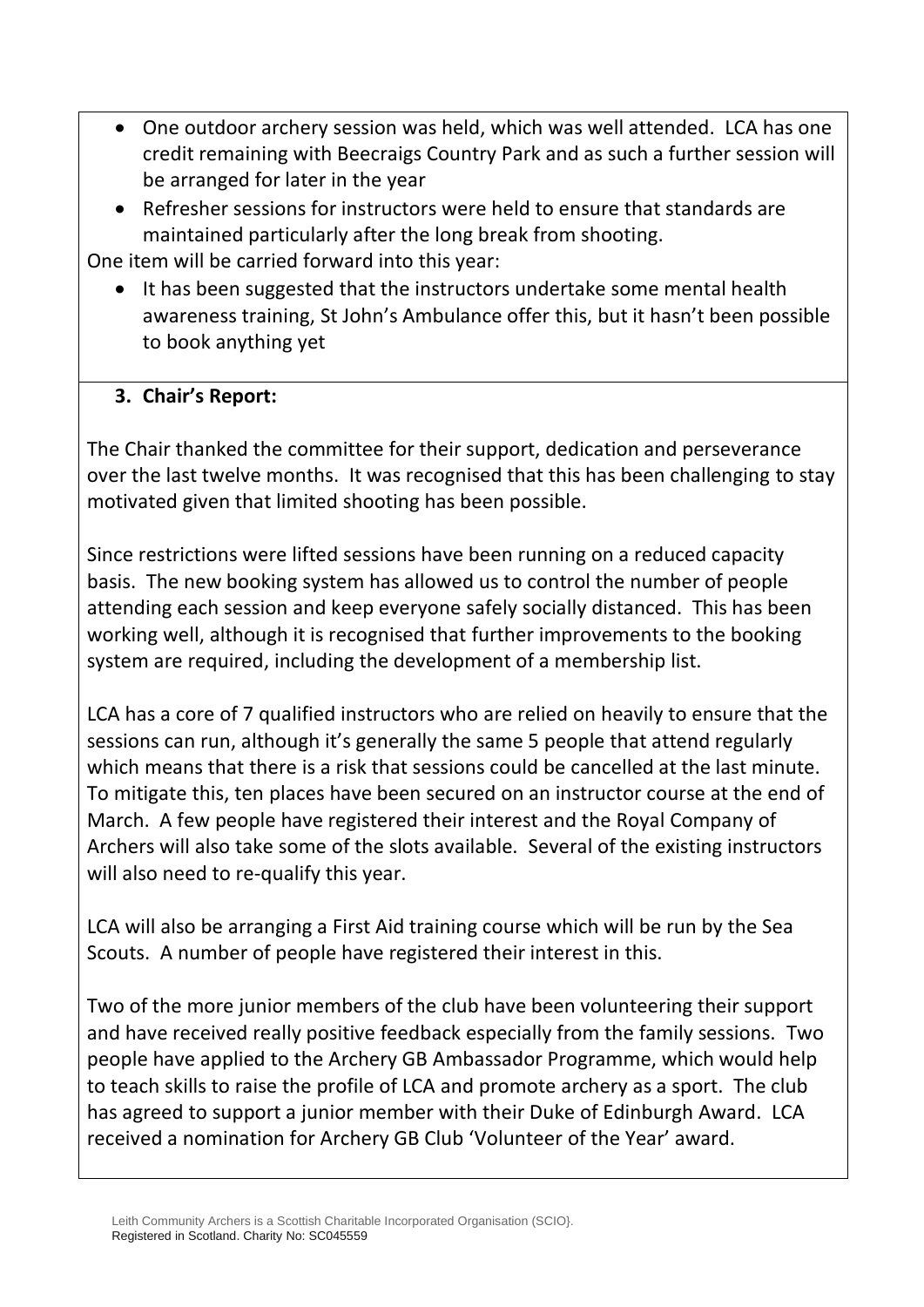- One outdoor archery session was held, which was well attended. LCA has one credit remaining with Beecraigs Country Park and as such a further session will be arranged for later in the year
- Refresher sessions for instructors were held to ensure that standards are maintained particularly after the long break from shooting.

One item will be carried forward into this year:

- It has been suggested that the instructors undertake some mental health awareness training, St John's Ambulance offer this, but it hasn't been possible to book anything yet

**3. Chair's Report:**

The Chair thanked the committee for their support, dedication and perseverance over the last twelve months. It was recognised that this has been challenging to stay motivated given that limited shooting has been possible.

Since restrictions were lifted sessions have been running on a reduced capacity basis. The new booking system has allowed us to control the number of people attending each session and keep everyone safely socially distanced. This has been working well, although it is recognised that further improvements to the booking system are required, including the development of a membership list.

LCA has a core of 7 qualified instructors who are relied on heavily to ensure that the sessions can run, although it's generally the same 5 people that attend regularly which means that there is a risk that sessions could be cancelled at the last minute. To mitigate this, ten places have been secured on an instructor course at the end of March. A few people have registered their interest and the Royal Company of Archers will also take some of the slots available. Several of the existing instructors will also need to re-qualify this year.

LCA will also be arranging a First Aid training course which will be run by the Sea Scouts. A number of people have registered their interest in this.

Two of the more junior members of the club have been volunteering their support and have received really positive feedback especially from the family sessions. Two people have applied to the Archery GB Ambassador Programme, which would help to teach skills to raise the profile of LCA and promote archery as a sport. The club has agreed to support a junior member with their Duke of Edinburgh Award. LCA received a nomination for Archery GB Club 'Volunteer of the Year' award.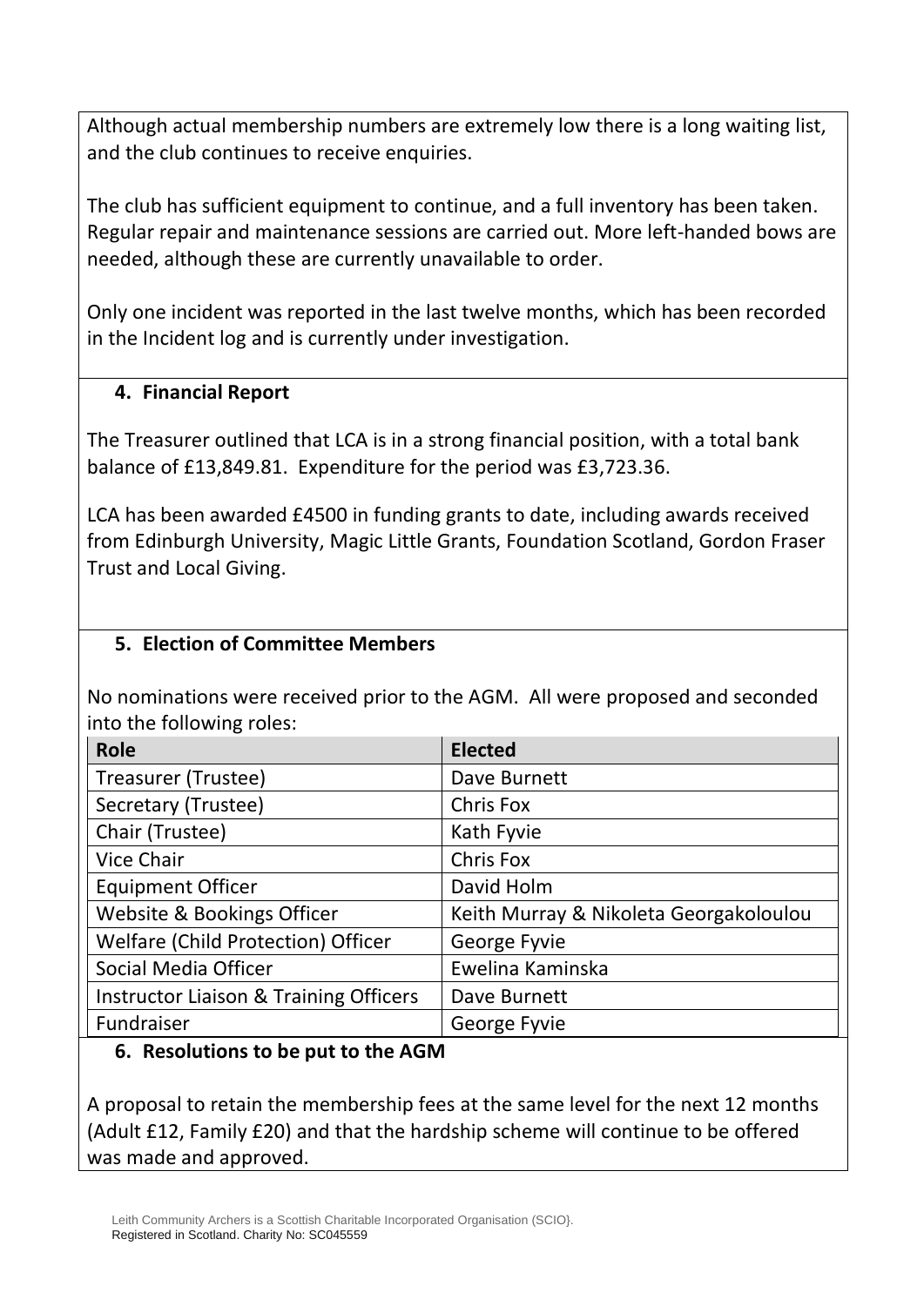Although actual membership numbers are extremely low there is a long waiting list, and the club continues to receive enquiries.

The club has sufficient equipment to continue, and a full inventory has been taken. Regular repair and maintenance sessions are carried out. More left-handed bows are needed, although these are currently unavailable to order.

Only one incident was reported in the last twelve months, which has been recorded in the Incident log and is currently under investigation.

## 4. Financial Report

The Treasurer outlined that LCA is in a strong financial position, with a total bank balance of £13,849.81. Expenditure for the period was £3,723.36.

LCA has been awarded £4500 in funding grants to date, including awards received from Edinburgh University, Magic Little Grants, Foundation Scotland, Gordon Fraser Trust and Local Giving.

## 5. Election of Committee Members

No nominations were received prior to the AGM. All were proposed and seconded into the following roles:

| Role | Elected |
|---|---|
| Treasurer (Trustee) | Dave Burnett |
| Secretary (Trustee) | Chris Fox |
| Chair (Trustee) | Kath Fyvie |
| Vice Chair | Chris Fox |
| Equipment Officer | David Holm |
| Website & Bookings Officer | Keith Murray & Nikoleta Georgakoloulou |
| Welfare (Child Protection) Officer | George Fyvie |
| Social Media Officer | Ewelina Kaminska |
| Instructor Liaison & Training Officers | Dave Burnett |
| Fundraiser | George Fyvie |

## 6. Resolutions to be put to the AGM

A proposal to retain the membership fees at the same level for the next 12 months (Adult £12, Family £20) and that the hardship scheme will continue to be offered was made and approved.

Leith Community Archers is a Scottish Charitable Incorporated Organisation (SCIO}.
Registered in Scotland. Charity No: SC045559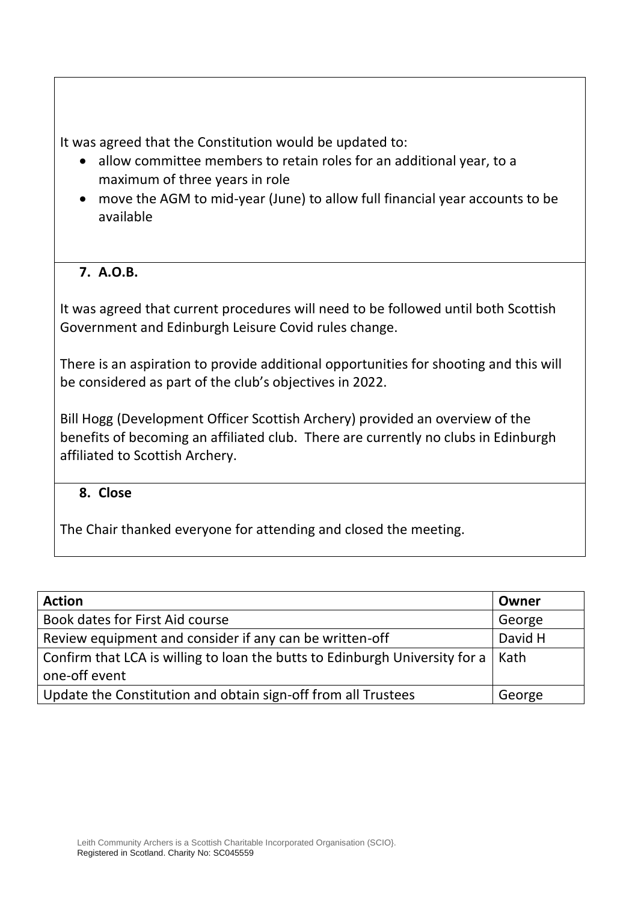It was agreed that the Constitution would be updated to:

- allow committee members to retain roles for an additional year, to a maximum of three years in role
- move the AGM to mid-year (June) to allow full financial year accounts to be available

**7. A.O.B.**

It was agreed that current procedures will need to be followed until both Scottish Government and Edinburgh Leisure Covid rules change.

There is an aspiration to provide additional opportunities for shooting and this will be considered as part of the club's objectives in 2022.

Bill Hogg (Development Officer Scottish Archery) provided an overview of the benefits of becoming an affiliated club. There are currently no clubs in Edinburgh affiliated to Scottish Archery.

**8. Close**

The Chair thanked everyone for attending and closed the meeting.

| Action | Owner |
|---|---|
| Book dates for First Aid course | George |
| Review equipment and consider if any can be written-off | David H |
| Confirm that LCA is willing to loan the butts to Edinburgh University for a one-off event | Kath |
| Update the Constitution and obtain sign-off from all Trustees | George |

Leith Community Archers is a Scottish Charitable Incorporated Organisation (SCIO}.
Registered in Scotland. Charity No: SC045559